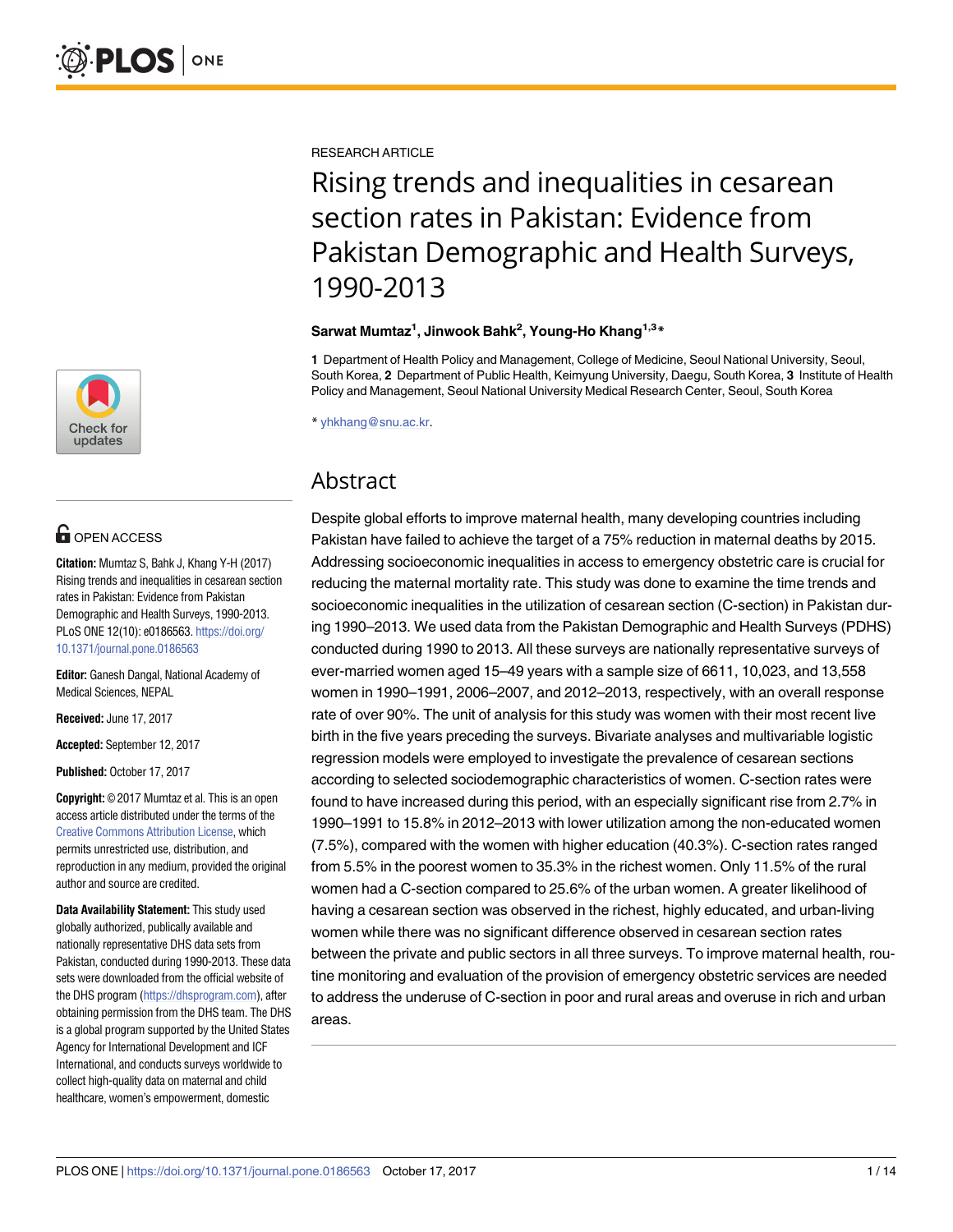RESEARCH ARTICLE

# Rising trends and inequalities in cesarean section rates in Pakistan: Evidence from Pakistan Demographic and Health Surveys, 1990-2013

**Sarwat Mumtaz[1], Jinwook Bahk[2], Young-Ho Khang[1,3]***

**1** Department of Health Policy and Management, College of Medicine, Seoul National University, Seoul, South Korea, **2** Department of Public Health, Keimyung University, Daegu, South Korea, **3** Institute of Health Policy and Management, Seoul National University Medical Research Center, Seoul, South Korea

* yhkhang@snu.ac.kr.

OPEN ACCESS

**Citation:** Mumtaz S, Bahk J, Khang Y-H (2017) Rising trends and inequalities in cesarean section rates in Pakistan: Evidence from Pakistan Demographic and Health Surveys, 1990-2013. PLoS ONE 12(10): e0186563. https://doi.org/10.1371/journal.pone.0186563

**Editor:** Ganesh Dangal, National Academy of Medical Sciences, NEPAL

**Received:** June 17, 2017

**Accepted:** September 12, 2017

**Published:** October 17, 2017

**Copyright:** © 2017 Mumtaz et al. This is an open access article distributed under the terms of the Creative Commons Attribution License, which permits unrestricted use, distribution, and reproduction in any medium, provided the original author and source are credited.

**Data Availability Statement:** This study used globally authorized, publically available and nationally representative DHS data sets from Pakistan, conducted during 1990-2013. These data sets were downloaded from the official website of the DHS program (https://dhsprogram.com), after obtaining permission from the DHS team. The DHS is a global program supported by the United States Agency for International Development and ICF International, and conducts surveys worldwide to collect high-quality data on maternal and child healthcare, women's empowerment, domestic

## Abstract

Despite global efforts to improve maternal health, many developing countries including Pakistan have failed to achieve the target of a 75% reduction in maternal deaths by 2015. Addressing socioeconomic inequalities in access to emergency obstetric care is crucial for reducing the maternal mortality rate. This study was done to examine the time trends and socioeconomic inequalities in the utilization of cesarean section (C-section) in Pakistan during 1990–2013. We used data from the Pakistan Demographic and Health Surveys (PDHS) conducted during 1990 to 2013. All these surveys are nationally representative surveys of ever-married women aged 15–49 years with a sample size of 6611, 10,023, and 13,558 women in 1990–1991, 2006–2007, and 2012–2013, respectively, with an overall response rate of over 90%. The unit of analysis for this study was women with their most recent live birth in the five years preceding the surveys. Bivariate analyses and multivariable logistic regression models were employed to investigate the prevalence of cesarean sections according to selected sociodemographic characteristics of women. C-section rates were found to have increased during this period, with an especially significant rise from 2.7% in 1990–1991 to 15.8% in 2012–2013 with lower utilization among the non-educated women (7.5%), compared with the women with higher education (40.3%). C-section rates ranged from 5.5% in the poorest women to 35.3% in the richest women. Only 11.5% of the rural women had a C-section compared to 25.6% of the urban women. A greater likelihood of having a cesarean section was observed in the richest, highly educated, and urban-living women while there was no significant difference observed in cesarean section rates between the private and public sectors in all three surveys. To improve maternal health, routine monitoring and evaluation of the provision of emergency obstetric services are needed to address the underuse of C-section in poor and rural areas and overuse in rich and urban areas.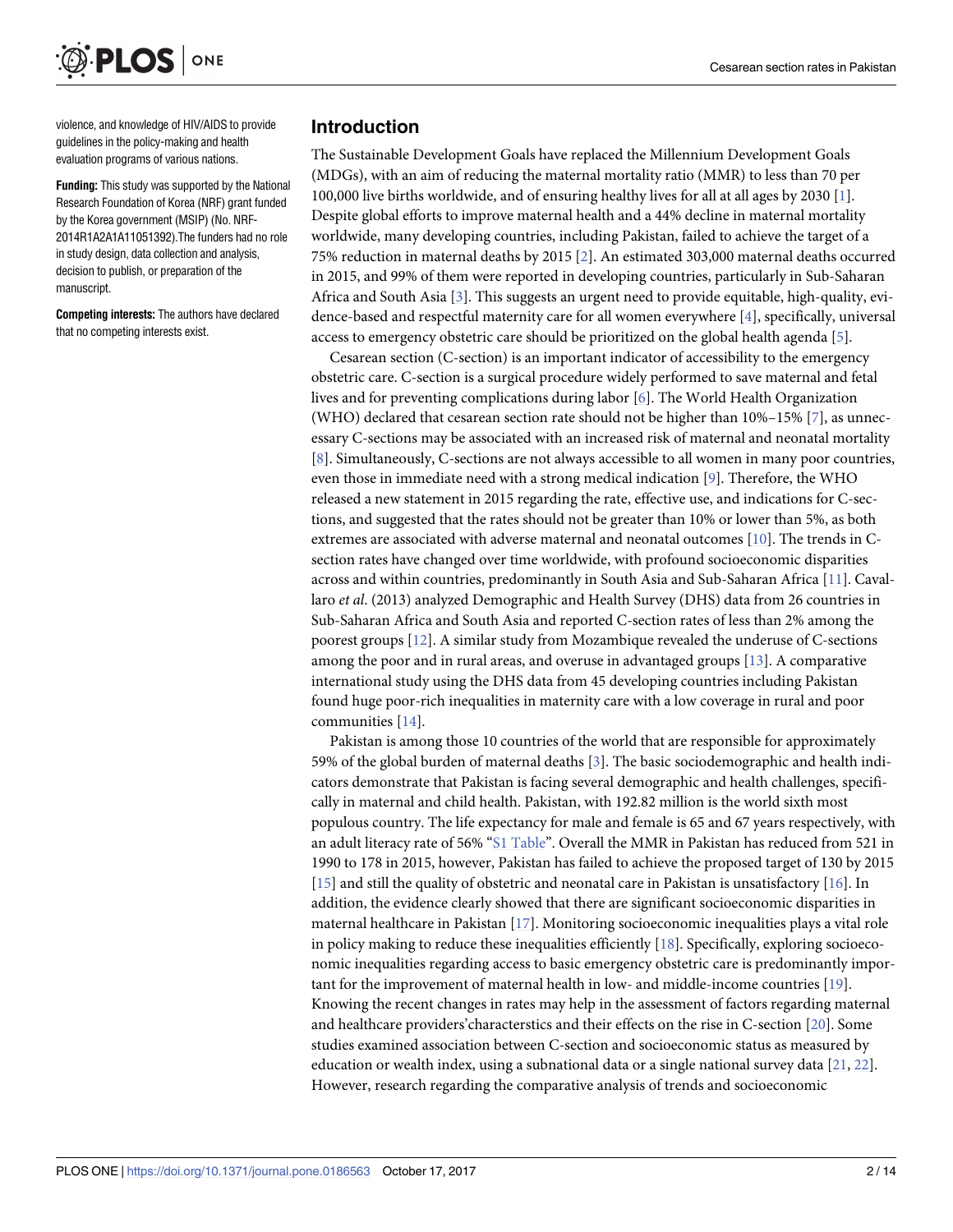violence, and knowledge of HIV/AIDS to provide guidelines in the policy-making and health evaluation programs of various nations.

**Funding:** This study was supported by the National Research Foundation of Korea (NRF) grant funded by the Korea government (MSIP) (No. NRF-2014R1A2A1A11051392).The funders had no role in study design, data collection and analysis, decision to publish, or preparation of the manuscript.

**Competing interests:** The authors have declared that no competing interests exist.

## Introduction

The Sustainable Development Goals have replaced the Millennium Development Goals (MDGs), with an aim of reducing the maternal mortality ratio (MMR) to less than 70 per 100,000 live births worldwide, and of ensuring healthy lives for all at all ages by 2030 [1]. Despite global efforts to improve maternal health and a 44% decline in maternal mortality worldwide, many developing countries, including Pakistan, failed to achieve the target of a 75% reduction in maternal deaths by 2015 [2]. An estimated 303,000 maternal deaths occurred in 2015, and 99% of them were reported in developing countries, particularly in Sub-Saharan Africa and South Asia [3]. This suggests an urgent need to provide equitable, high-quality, evidence-based and respectful maternity care for all women everywhere [4], specifically, universal access to emergency obstetric care should be prioritized on the global health agenda [5].

Cesarean section (C-section) is an important indicator of accessibility to the emergency obstetric care. C-section is a surgical procedure widely performed to save maternal and fetal lives and for preventing complications during labor [6]. The World Health Organization (WHO) declared that cesarean section rate should not be higher than 10%–15% [7], as unnecessary C-sections may be associated with an increased risk of maternal and neonatal mortality [8]. Simultaneously, C-sections are not always accessible to all women in many poor countries, even those in immediate need with a strong medical indication [9]. Therefore, the WHO released a new statement in 2015 regarding the rate, effective use, and indications for C-sections, and suggested that the rates should not be greater than 10% or lower than 5%, as both extremes are associated with adverse maternal and neonatal outcomes [10]. The trends in C-section rates have changed over time worldwide, with profound socioeconomic disparities across and within countries, predominantly in South Asia and Sub-Saharan Africa [11]. Cavallaro *et al*. (2013) analyzed Demographic and Health Survey (DHS) data from 26 countries in Sub-Saharan Africa and South Asia and reported C-section rates of less than 2% among the poorest groups [12]. A similar study from Mozambique revealed the underuse of C-sections among the poor and in rural areas, and overuse in advantaged groups [13]. A comparative international study using the DHS data from 45 developing countries including Pakistan found huge poor-rich inequalities in maternity care with a low coverage in rural and poor communities [14].

Pakistan is among those 10 countries of the world that are responsible for approximately 59% of the global burden of maternal deaths [3]. The basic sociodemographic and health indicators demonstrate that Pakistan is facing several demographic and health challenges, specifically in maternal and child health. Pakistan, with 192.82 million is the world sixth most populous country. The life expectancy for male and female is 65 and 67 years respectively, with an adult literacy rate of 56% "S1 Table". Overall the MMR in Pakistan has reduced from 521 in 1990 to 178 in 2015, however, Pakistan has failed to achieve the proposed target of 130 by 2015 [15] and still the quality of obstetric and neonatal care in Pakistan is unsatisfactory [16]. In addition, the evidence clearly showed that there are significant socioeconomic disparities in maternal healthcare in Pakistan [17]. Monitoring socioeconomic inequalities plays a vital role in policy making to reduce these inequalities efficiently [18]. Specifically, exploring socioeconomic inequalities regarding access to basic emergency obstetric care is predominantly important for the improvement of maternal health in low- and middle-income countries [19]. Knowing the recent changes in rates may help in the assessment of factors regarding maternal and healthcare providers'characterstics and their effects on the rise in C-section [20]. Some studies examined association between C-section and socioeconomic status as measured by education or wealth index, using a subnational data or a single national survey data [21, 22]. However, research regarding the comparative analysis of trends and socioeconomic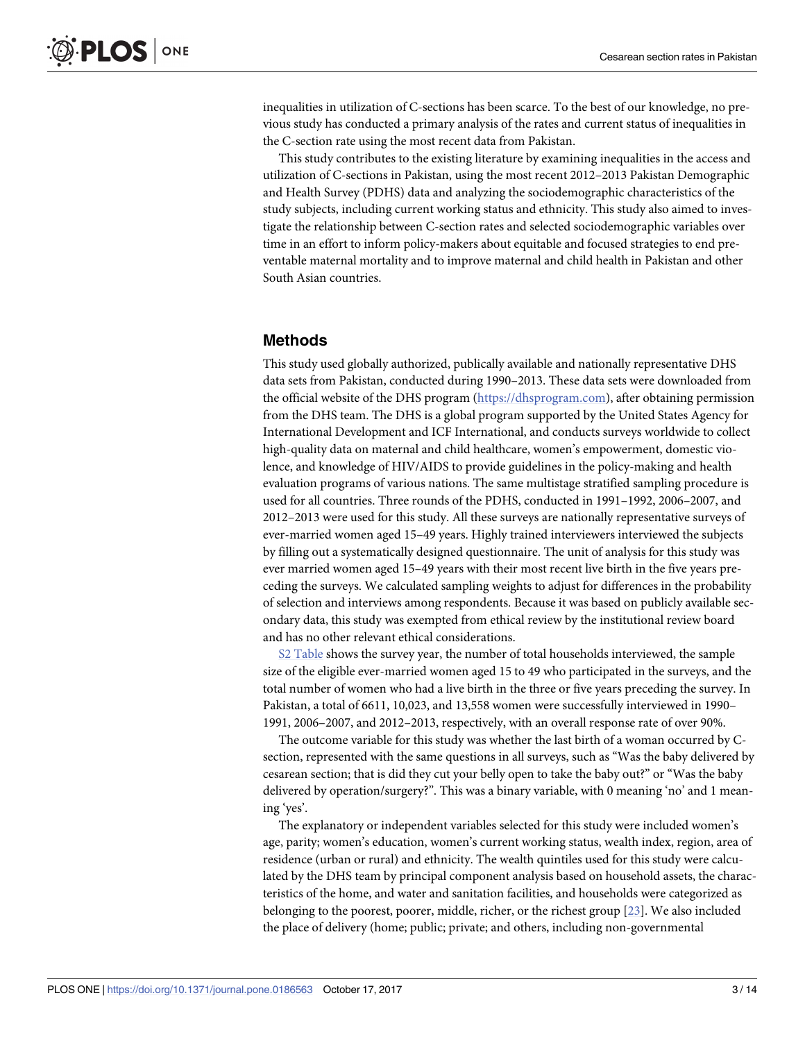inequalities in utilization of C-sections has been scarce. To the best of our knowledge, no previous study has conducted a primary analysis of the rates and current status of inequalities in the C-section rate using the most recent data from Pakistan.

This study contributes to the existing literature by examining inequalities in the access and utilization of C-sections in Pakistan, using the most recent 2012–2013 Pakistan Demographic and Health Survey (PDHS) data and analyzing the sociodemographic characteristics of the study subjects, including current working status and ethnicity. This study also aimed to investigate the relationship between C-section rates and selected sociodemographic variables over time in an effort to inform policy-makers about equitable and focused strategies to end preventable maternal mortality and to improve maternal and child health in Pakistan and other South Asian countries.

## Methods

This study used globally authorized, publically available and nationally representative DHS data sets from Pakistan, conducted during 1990–2013. These data sets were downloaded from the official website of the DHS program (https://dhsprogram.com), after obtaining permission from the DHS team. The DHS is a global program supported by the United States Agency for International Development and ICF International, and conducts surveys worldwide to collect high-quality data on maternal and child healthcare, women's empowerment, domestic violence, and knowledge of HIV/AIDS to provide guidelines in the policy-making and health evaluation programs of various nations. The same multistage stratified sampling procedure is used for all countries. Three rounds of the PDHS, conducted in 1991–1992, 2006–2007, and 2012–2013 were used for this study. All these surveys are nationally representative surveys of ever-married women aged 15–49 years. Highly trained interviewers interviewed the subjects by filling out a systematically designed questionnaire. The unit of analysis for this study was ever married women aged 15–49 years with their most recent live birth in the five years preceding the surveys. We calculated sampling weights to adjust for differences in the probability of selection and interviews among respondents. Because it was based on publicly available secondary data, this study was exempted from ethical review by the institutional review board and has no other relevant ethical considerations.

S2 Table shows the survey year, the number of total households interviewed, the sample size of the eligible ever-married women aged 15 to 49 who participated in the surveys, and the total number of women who had a live birth in the three or five years preceding the survey. In Pakistan, a total of 6611, 10,023, and 13,558 women were successfully interviewed in 1990–1991, 2006–2007, and 2012–2013, respectively, with an overall response rate of over 90%.

The outcome variable for this study was whether the last birth of a woman occurred by C-section, represented with the same questions in all surveys, such as "Was the baby delivered by cesarean section; that is did they cut your belly open to take the baby out?" or "Was the baby delivered by operation/surgery?". This was a binary variable, with 0 meaning 'no' and 1 meaning 'yes'.

The explanatory or independent variables selected for this study were included women's age, parity; women's education, women's current working status, wealth index, region, area of residence (urban or rural) and ethnicity. The wealth quintiles used for this study were calculated by the DHS team by principal component analysis based on household assets, the characteristics of the home, and water and sanitation facilities, and households were categorized as belonging to the poorest, poorer, middle, richer, or the richest group [23]. We also included the place of delivery (home; public; private; and others, including non-governmental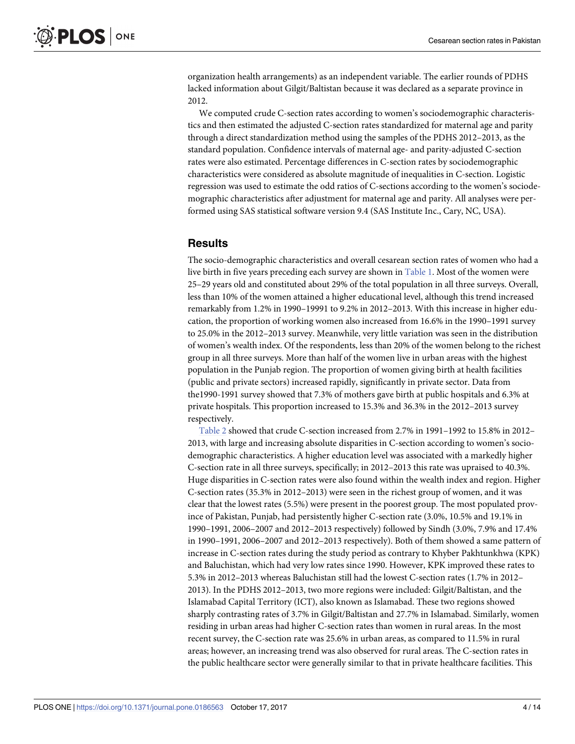organization health arrangements) as an independent variable. The earlier rounds of PDHS lacked information about Gilgit/Baltistan because it was declared as a separate province in 2012.

We computed crude C-section rates according to women's sociodemographic characteristics and then estimated the adjusted C-section rates standardized for maternal age and parity through a direct standardization method using the samples of the PDHS 2012–2013, as the standard population. Confidence intervals of maternal age- and parity-adjusted C-section rates were also estimated. Percentage differences in C-section rates by sociodemographic characteristics were considered as absolute magnitude of inequalities in C-section. Logistic regression was used to estimate the odd ratios of C-sections according to the women's sociodemographic characteristics after adjustment for maternal age and parity. All analyses were performed using SAS statistical software version 9.4 (SAS Institute Inc., Cary, NC, USA).

## Results

The socio-demographic characteristics and overall cesarean section rates of women who had a live birth in five years preceding each survey are shown in Table 1. Most of the women were 25–29 years old and constituted about 29% of the total population in all three surveys. Overall, less than 10% of the women attained a higher educational level, although this trend increased remarkably from 1.2% in 1990–19991 to 9.2% in 2012–2013. With this increase in higher education, the proportion of working women also increased from 16.6% in the 1990–1991 survey to 25.0% in the 2012–2013 survey. Meanwhile, very little variation was seen in the distribution of women's wealth index. Of the respondents, less than 20% of the women belong to the richest group in all three surveys. More than half of the women live in urban areas with the highest population in the Punjab region. The proportion of women giving birth at health facilities (public and private sectors) increased rapidly, significantly in private sector. Data from the1990-1991 survey showed that 7.3% of mothers gave birth at public hospitals and 6.3% at private hospitals. This proportion increased to 15.3% and 36.3% in the 2012–2013 survey respectively.

Table 2 showed that crude C-section increased from 2.7% in 1991–1992 to 15.8% in 2012–2013, with large and increasing absolute disparities in C-section according to women's socio-demographic characteristics. A higher education level was associated with a markedly higher C-section rate in all three surveys, specifically; in 2012–2013 this rate was upraised to 40.3%. Huge disparities in C-section rates were also found within the wealth index and region. Higher C-section rates (35.3% in 2012–2013) were seen in the richest group of women, and it was clear that the lowest rates (5.5%) were present in the poorest group. The most populated province of Pakistan, Punjab, had persistently higher C-section rate (3.0%, 10.5% and 19.1% in 1990–1991, 2006–2007 and 2012–2013 respectively) followed by Sindh (3.0%, 7.9% and 17.4% in 1990–1991, 2006–2007 and 2012–2013 respectively). Both of them showed a same pattern of increase in C-section rates during the study period as contrary to Khyber Pakhtunkhwa (KPK) and Baluchistan, which had very low rates since 1990. However, KPK improved these rates to 5.3% in 2012–2013 whereas Baluchistan still had the lowest C-section rates (1.7% in 2012–2013). In the PDHS 2012–2013, two more regions were included: Gilgit/Baltistan, and the Islamabad Capital Territory (ICT), also known as Islamabad. These two regions showed sharply contrasting rates of 3.7% in Gilgit/Baltistan and 27.7% in Islamabad. Similarly, women residing in urban areas had higher C-section rates than women in rural areas. In the most recent survey, the C-section rate was 25.6% in urban areas, as compared to 11.5% in rural areas; however, an increasing trend was also observed for rural areas. The C-section rates in the public healthcare sector were generally similar to that in private healthcare facilities. This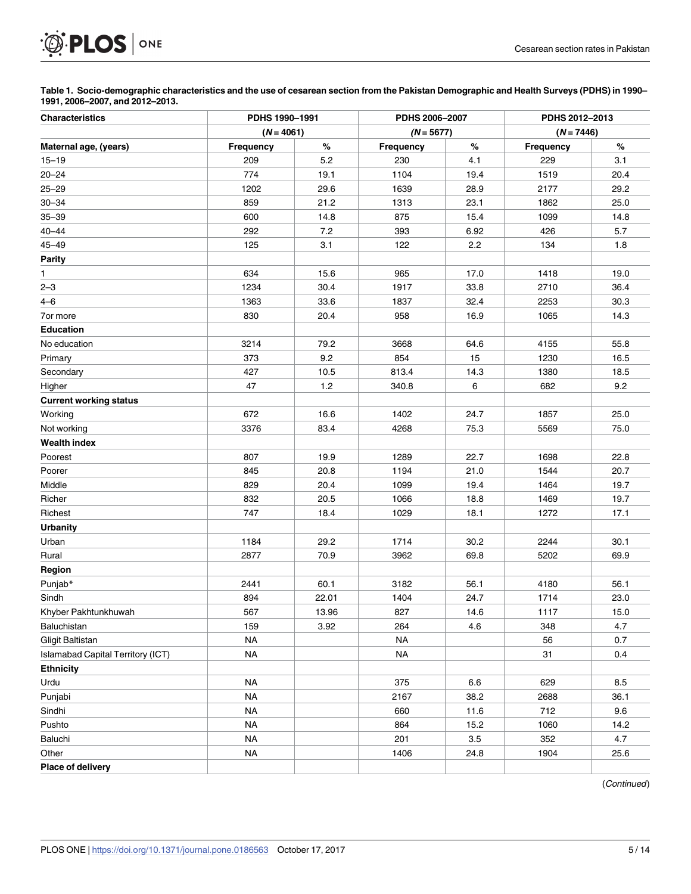**Table 1. Socio-demographic characteristics and the use of cesarean section from the Pakistan Demographic and Health Surveys (PDHS) in 1990–1991, 2006–2007, and 2012–2013.**

| Characteristics | PDHS 1990–1991 | | PDHS 2006–2007 | | PDHS 2012–2013 | |
|---|---|---|---|---|---|---|
| | (*N* = 4061) | | (*N* = 5677) | | (*N* = 7446) | |
| **Maternal age, (years)** | **Frequency** | **%** | **Frequency** | **%** | **Frequency** | **%** |
| 15–19 | 209 | 5.2 | 230 | 4.1 | 229 | 3.1 |
| 20–24 | 774 | 19.1 | 1104 | 19.4 | 1519 | 20.4 |
| 25–29 | 1202 | 29.6 | 1639 | 28.9 | 2177 | 29.2 |
| 30–34 | 859 | 21.2 | 1313 | 23.1 | 1862 | 25.0 |
| 35–39 | 600 | 14.8 | 875 | 15.4 | 1099 | 14.8 |
| 40–44 | 292 | 7.2 | 393 | 6.92 | 426 | 5.7 |
| 45–49 | 125 | 3.1 | 122 | 2.2 | 134 | 1.8 |
| **Parity** | | | | | | |
| 1 | 634 | 15.6 | 965 | 17.0 | 1418 | 19.0 |
| 2–3 | 1234 | 30.4 | 1917 | 33.8 | 2710 | 36.4 |
| 4–6 | 1363 | 33.6 | 1837 | 32.4 | 2253 | 30.3 |
| 7or more | 830 | 20.4 | 958 | 16.9 | 1065 | 14.3 |
| **Education** | | | | | | |
| No education | 3214 | 79.2 | 3668 | 64.6 | 4155 | 55.8 |
| Primary | 373 | 9.2 | 854 | 15 | 1230 | 16.5 |
| Secondary | 427 | 10.5 | 813.4 | 14.3 | 1380 | 18.5 |
| Higher | 47 | 1.2 | 340.8 | 6 | 682 | 9.2 |
| **Current working status** | | | | | | |
| Working | 672 | 16.6 | 1402 | 24.7 | 1857 | 25.0 |
| Not working | 3376 | 83.4 | 4268 | 75.3 | 5569 | 75.0 |
| **Wealth index** | | | | | | |
| Poorest | 807 | 19.9 | 1289 | 22.7 | 1698 | 22.8 |
| Poorer | 845 | 20.8 | 1194 | 21.0 | 1544 | 20.7 |
| Middle | 829 | 20.4 | 1099 | 19.4 | 1464 | 19.7 |
| Richer | 832 | 20.5 | 1066 | 18.8 | 1469 | 19.7 |
| Richest | 747 | 18.4 | 1029 | 18.1 | 1272 | 17.1 |
| **Urbanity** | | | | | | |
| Urban | 1184 | 29.2 | 1714 | 30.2 | 2244 | 30.1 |
| Rural | 2877 | 70.9 | 3962 | 69.8 | 5202 | 69.9 |
| **Region** | | | | | | |
| Punjab* | 2441 | 60.1 | 3182 | 56.1 | 4180 | 56.1 |
| Sindh | 894 | 22.01 | 1404 | 24.7 | 1714 | 23.0 |
| Khyber Pakhtunkhuwah | 567 | 13.96 | 827 | 14.6 | 1117 | 15.0 |
| Baluchistan | 159 | 3.92 | 264 | 4.6 | 348 | 4.7 |
| Gligit Baltistan | NA | | NA | | 56 | 0.7 |
| Islamabad Capital Territory (ICT) | NA | | NA | | 31 | 0.4 |
| **Ethnicity** | | | | | | |
| Urdu | NA | | 375 | 6.6 | 629 | 8.5 |
| Punjabi | NA | | 2167 | 38.2 | 2688 | 36.1 |
| Sindhi | NA | | 660 | 11.6 | 712 | 9.6 |
| Pushto | NA | | 864 | 15.2 | 1060 | 14.2 |
| Baluchi | NA | | 201 | 3.5 | 352 | 4.7 |
| Other | NA | | 1406 | 24.8 | 1904 | 25.6 |
| **Place of delivery** | | | | | | |

(*Continued*)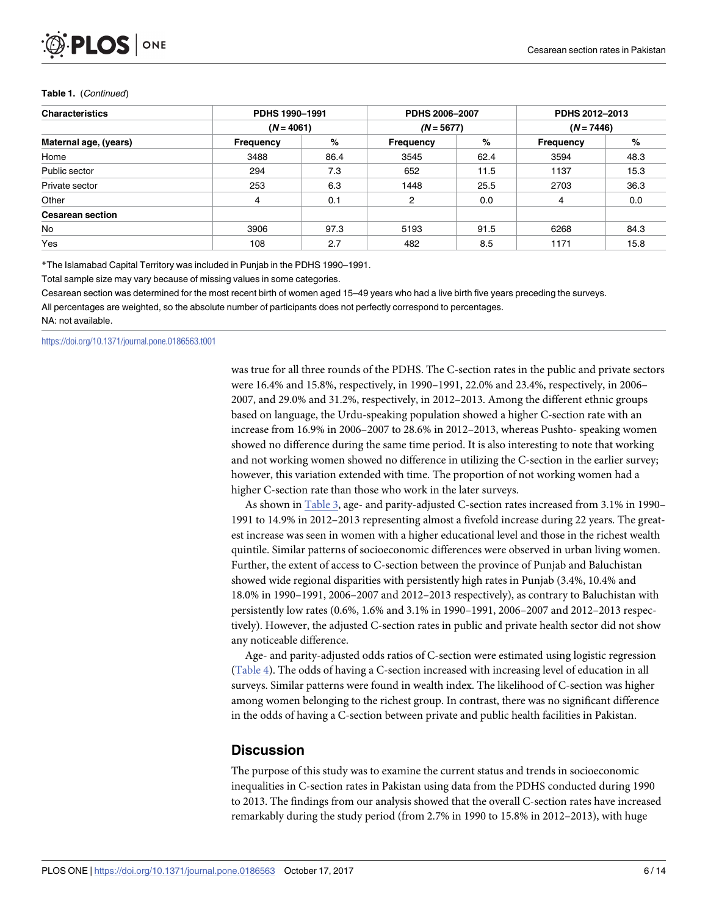**Table 1.** (*Continued*)

| Characteristics | PDHS 1990–1991 | | PDHS 2006–2007 | | PDHS 2012–2013 | |
|---|---|---|---|---|---|---|
| | (*N* = 4061) | | (*N* = 5677) | | (*N* = 7446) | |
| **Maternal age, (years)** | **Frequency** | **%** | **Frequency** | **%** | **Frequency** | **%** |
| Home | 3488 | 86.4 | 3545 | 62.4 | 3594 | 48.3 |
| Public sector | 294 | 7.3 | 652 | 11.5 | 1137 | 15.3 |
| Private sector | 253 | 6.3 | 1448 | 25.5 | 2703 | 36.3 |
| Other | 4 | 0.1 | 2 | 0.0 | 4 | 0.0 |
| **Cesarean section** | | | | | | |
| No | 3906 | 97.3 | 5193 | 91.5 | 6268 | 84.3 |
| Yes | 108 | 2.7 | 482 | 8.5 | 1171 | 15.8 |

*The Islamabad Capital Territory was included in Punjab in the PDHS 1990–1991.

Total sample size may vary because of missing values in some categories.

Cesarean section was determined for the most recent birth of women aged 15–49 years who had a live birth five years preceding the surveys.

All percentages are weighted, so the absolute number of participants does not perfectly correspond to percentages.

NA: not available.

https://doi.org/10.1371/journal.pone.0186563.t001

was true for all three rounds of the PDHS. The C-section rates in the public and private sectors were 16.4% and 15.8%, respectively, in 1990–1991, 22.0% and 23.4%, respectively, in 2006–2007, and 29.0% and 31.2%, respectively, in 2012–2013. Among the different ethnic groups based on language, the Urdu-speaking population showed a higher C-section rate with an increase from 16.9% in 2006–2007 to 28.6% in 2012–2013, whereas Pushto- speaking women showed no difference during the same time period. It is also interesting to note that working and not working women showed no difference in utilizing the C-section in the earlier survey; however, this variation extended with time. The proportion of not working women had a higher C-section rate than those who work in the later surveys.

As shown in Table 3, age- and parity-adjusted C-section rates increased from 3.1% in 1990–1991 to 14.9% in 2012–2013 representing almost a fivefold increase during 22 years. The greatest increase was seen in women with a higher educational level and those in the richest wealth quintile. Similar patterns of socioeconomic differences were observed in urban living women. Further, the extent of access to C-section between the province of Punjab and Baluchistan showed wide regional disparities with persistently high rates in Punjab (3.4%, 10.4% and 18.0% in 1990–1991, 2006–2007 and 2012–2013 respectively), as contrary to Baluchistan with persistently low rates (0.6%, 1.6% and 3.1% in 1990–1991, 2006–2007 and 2012–2013 respectively). However, the adjusted C-section rates in public and private health sector did not show any noticeable difference.

Age- and parity-adjusted odds ratios of C-section were estimated using logistic regression (Table 4). The odds of having a C-section increased with increasing level of education in all surveys. Similar patterns were found in wealth index. The likelihood of C-section was higher among women belonging to the richest group. In contrast, there was no significant difference in the odds of having a C-section between private and public health facilities in Pakistan.

## Discussion

The purpose of this study was to examine the current status and trends in socioeconomic inequalities in C-section rates in Pakistan using data from the PDHS conducted during 1990 to 2013. The findings from our analysis showed that the overall C-section rates have increased remarkably during the study period (from 2.7% in 1990 to 15.8% in 2012–2013), with huge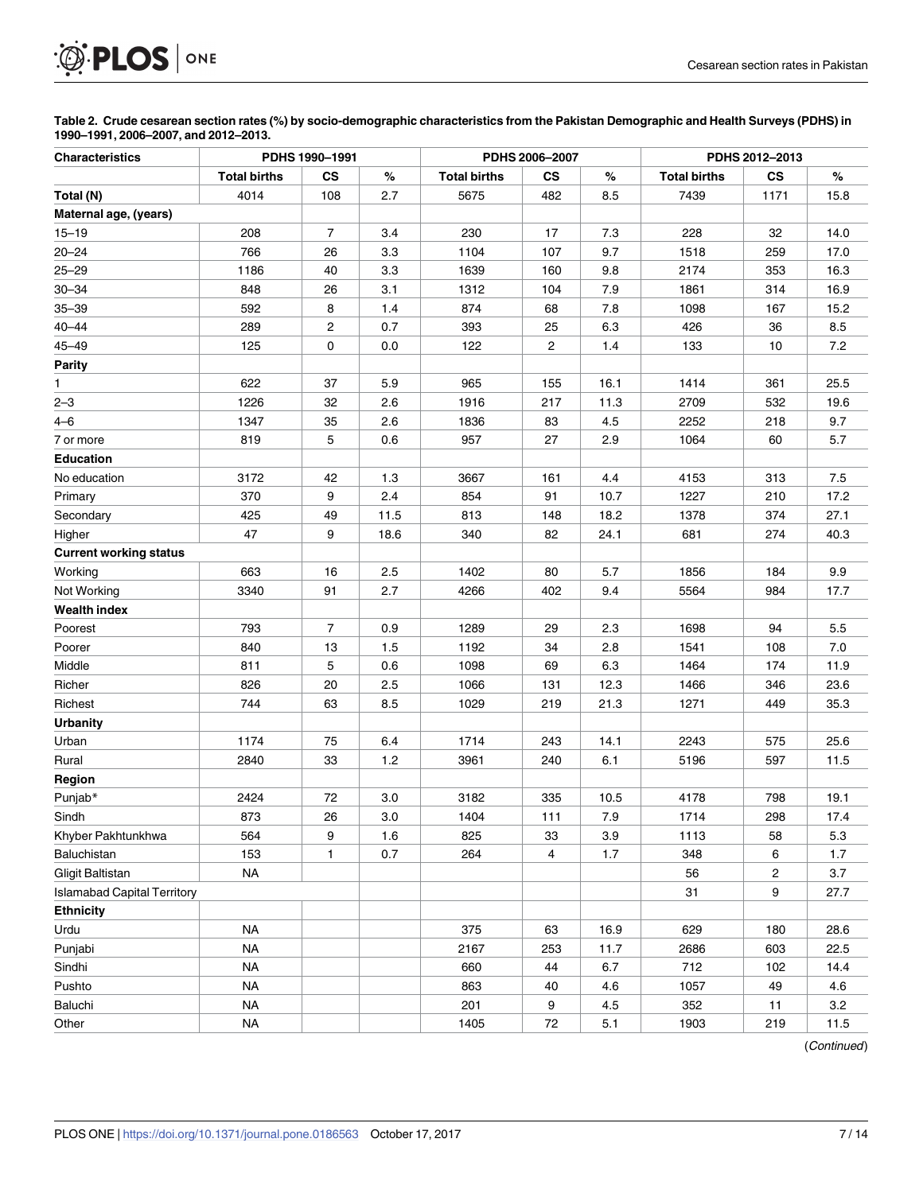**Table 2. Crude cesarean section rates (%) by socio-demographic characteristics from the Pakistan Demographic and Health Surveys (PDHS) in 1990–1991, 2006–2007, and 2012–2013.**

| Characteristics | PDHS 1990–1991 | | | PDHS 2006–2007 | | | PDHS 2012–2013 | | |
|---|---|---|---|---|---|---|---|---|---|
| | Total births | CS | % | Total births | CS | % | Total births | CS | % |
| **Total (N)** | 4014 | 108 | 2.7 | 5675 | 482 | 8.5 | 7439 | 1171 | 15.8 |
| **Maternal age, (years)** | | | | | | | | | |
| 15–19 | 208 | 7 | 3.4 | 230 | 17 | 7.3 | 228 | 32 | 14.0 |
| 20–24 | 766 | 26 | 3.3 | 1104 | 107 | 9.7 | 1518 | 259 | 17.0 |
| 25–29 | 1186 | 40 | 3.3 | 1639 | 160 | 9.8 | 2174 | 353 | 16.3 |
| 30–34 | 848 | 26 | 3.1 | 1312 | 104 | 7.9 | 1861 | 314 | 16.9 |
| 35–39 | 592 | 8 | 1.4 | 874 | 68 | 7.8 | 1098 | 167 | 15.2 |
| 40–44 | 289 | 2 | 0.7 | 393 | 25 | 6.3 | 426 | 36 | 8.5 |
| 45–49 | 125 | 0 | 0.0 | 122 | 2 | 1.4 | 133 | 10 | 7.2 |
| **Parity** | | | | | | | | | |
| 1 | 622 | 37 | 5.9 | 965 | 155 | 16.1 | 1414 | 361 | 25.5 |
| 2–3 | 1226 | 32 | 2.6 | 1916 | 217 | 11.3 | 2709 | 532 | 19.6 |
| 4–6 | 1347 | 35 | 2.6 | 1836 | 83 | 4.5 | 2252 | 218 | 9.7 |
| 7 or more | 819 | 5 | 0.6 | 957 | 27 | 2.9 | 1064 | 60 | 5.7 |
| **Education** | | | | | | | | | |
| No education | 3172 | 42 | 1.3 | 3667 | 161 | 4.4 | 4153 | 313 | 7.5 |
| Primary | 370 | 9 | 2.4 | 854 | 91 | 10.7 | 1227 | 210 | 17.2 |
| Secondary | 425 | 49 | 11.5 | 813 | 148 | 18.2 | 1378 | 374 | 27.1 |
| Higher | 47 | 9 | 18.6 | 340 | 82 | 24.1 | 681 | 274 | 40.3 |
| **Current working status** | | | | | | | | | |
| Working | 663 | 16 | 2.5 | 1402 | 80 | 5.7 | 1856 | 184 | 9.9 |
| Not Working | 3340 | 91 | 2.7 | 4266 | 402 | 9.4 | 5564 | 984 | 17.7 |
| **Wealth index** | | | | | | | | | |
| Poorest | 793 | 7 | 0.9 | 1289 | 29 | 2.3 | 1698 | 94 | 5.5 |
| Poorer | 840 | 13 | 1.5 | 1192 | 34 | 2.8 | 1541 | 108 | 7.0 |
| Middle | 811 | 5 | 0.6 | 1098 | 69 | 6.3 | 1464 | 174 | 11.9 |
| Richer | 826 | 20 | 2.5 | 1066 | 131 | 12.3 | 1466 | 346 | 23.6 |
| Richest | 744 | 63 | 8.5 | 1029 | 219 | 21.3 | 1271 | 449 | 35.3 |
| **Urbanity** | | | | | | | | | |
| Urban | 1174 | 75 | 6.4 | 1714 | 243 | 14.1 | 2243 | 575 | 25.6 |
| Rural | 2840 | 33 | 1.2 | 3961 | 240 | 6.1 | 5196 | 597 | 11.5 |
| **Region** | | | | | | | | | |
| Punjab* | 2424 | 72 | 3.0 | 3182 | 335 | 10.5 | 4178 | 798 | 19.1 |
| Sindh | 873 | 26 | 3.0 | 1404 | 111 | 7.9 | 1714 | 298 | 17.4 |
| Khyber Pakhtunkhwa | 564 | 9 | 1.6 | 825 | 33 | 3.9 | 1113 | 58 | 5.3 |
| Baluchistan | 153 | 1 | 0.7 | 264 | 4 | 1.7 | 348 | 6 | 1.7 |
| Gligit Baltistan | NA | | | | | | 56 | 2 | 3.7 |
| Islamabad Capital Territory | | | | | | | 31 | 9 | 27.7 |
| **Ethnicity** | | | | | | | | | |
| Urdu | NA | | | 375 | 63 | 16.9 | 629 | 180 | 28.6 |
| Punjabi | NA | | | 2167 | 253 | 11.7 | 2686 | 603 | 22.5 |
| Sindhi | NA | | | 660 | 44 | 6.7 | 712 | 102 | 14.4 |
| Pushto | NA | | | 863 | 40 | 4.6 | 1057 | 49 | 4.6 |
| Baluchi | NA | | | 201 | 9 | 4.5 | 352 | 11 | 3.2 |
| Other | NA | | | 1405 | 72 | 5.1 | 1903 | 219 | 11.5 |

(*Continued*)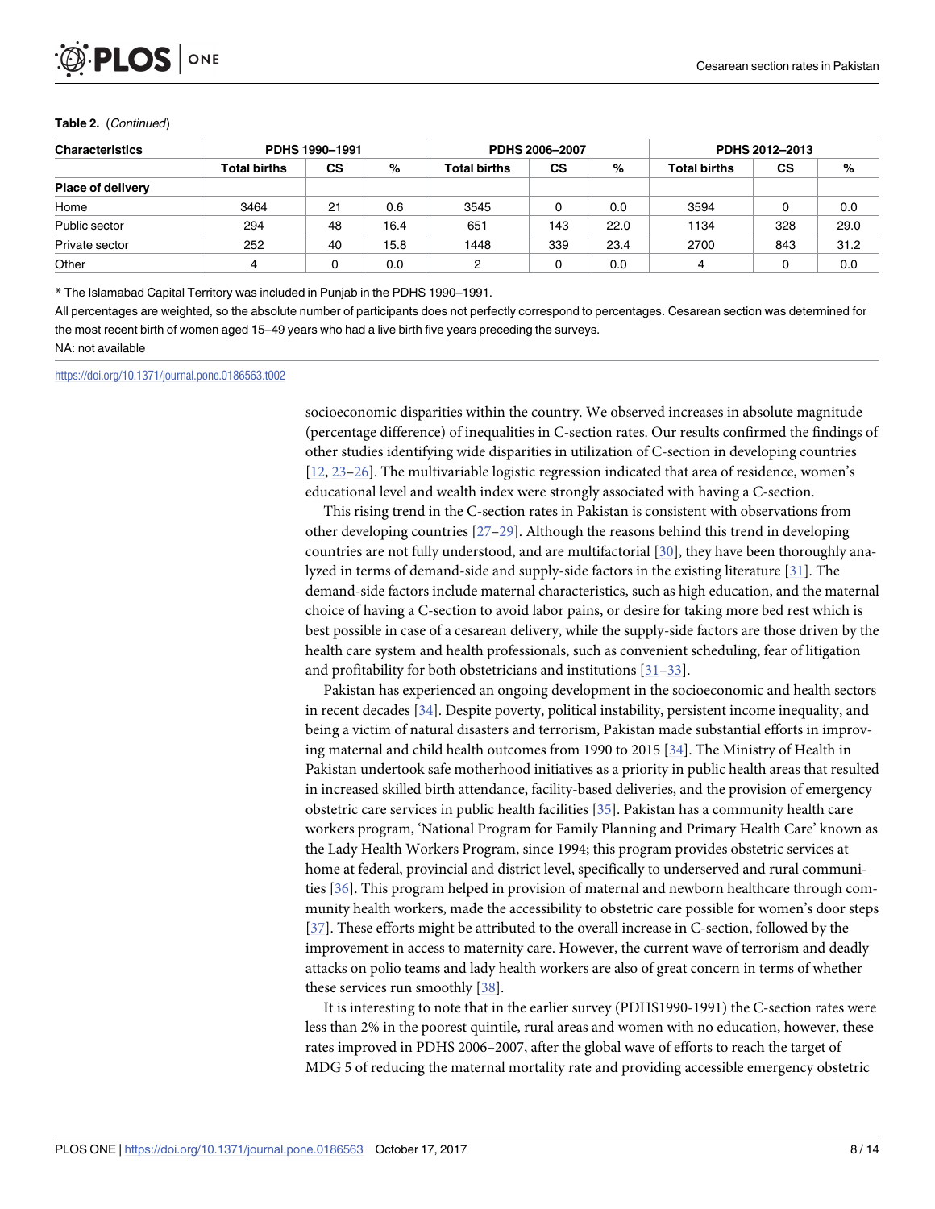**Table 2.** (*Continued*)

| Characteristics | PDHS 1990–1991 | | | PDHS 2006–2007 | | | PDHS 2012–2013 | | |
|---|---|---|---|---|---|---|---|---|---|
| | Total births | CS | % | Total births | CS | % | Total births | CS | % |
| **Place of delivery** | | | | | | | | | |
| Home | 3464 | 21 | 0.6 | 3545 | 0 | 0.0 | 3594 | 0 | 0.0 |
| Public sector | 294 | 48 | 16.4 | 651 | 143 | 22.0 | 1134 | 328 | 29.0 |
| Private sector | 252 | 40 | 15.8 | 1448 | 339 | 23.4 | 2700 | 843 | 31.2 |
| Other | 4 | 0 | 0.0 | 2 | 0 | 0.0 | 4 | 0 | 0.0 |

* The Islamabad Capital Territory was included in Punjab in the PDHS 1990–1991.

All percentages are weighted, so the absolute number of participants does not perfectly correspond to percentages. Cesarean section was determined for the most recent birth of women aged 15–49 years who had a live birth five years preceding the surveys.

NA: not available

https://doi.org/10.1371/journal.pone.0186563.t002

socioeconomic disparities within the country. We observed increases in absolute magnitude (percentage difference) of inequalities in C-section rates. Our results confirmed the findings of other studies identifying wide disparities in utilization of C-section in developing countries [12, 23–26]. The multivariable logistic regression indicated that area of residence, women's educational level and wealth index were strongly associated with having a C-section.

This rising trend in the C-section rates in Pakistan is consistent with observations from other developing countries [27–29]. Although the reasons behind this trend in developing countries are not fully understood, and are multifactorial [30], they have been thoroughly analyzed in terms of demand-side and supply-side factors in the existing literature [31]. The demand-side factors include maternal characteristics, such as high education, and the maternal choice of having a C-section to avoid labor pains, or desire for taking more bed rest which is best possible in case of a cesarean delivery, while the supply-side factors are those driven by the health care system and health professionals, such as convenient scheduling, fear of litigation and profitability for both obstetricians and institutions [31–33].

Pakistan has experienced an ongoing development in the socioeconomic and health sectors in recent decades [34]. Despite poverty, political instability, persistent income inequality, and being a victim of natural disasters and terrorism, Pakistan made substantial efforts in improving maternal and child health outcomes from 1990 to 2015 [34]. The Ministry of Health in Pakistan undertook safe motherhood initiatives as a priority in public health areas that resulted in increased skilled birth attendance, facility-based deliveries, and the provision of emergency obstetric care services in public health facilities [35]. Pakistan has a community health care workers program, 'National Program for Family Planning and Primary Health Care' known as the Lady Health Workers Program, since 1994; this program provides obstetric services at home at federal, provincial and district level, specifically to underserved and rural communities [36]. This program helped in provision of maternal and newborn healthcare through community health workers, made the accessibility to obstetric care possible for women's door steps [37]. These efforts might be attributed to the overall increase in C-section, followed by the improvement in access to maternity care. However, the current wave of terrorism and deadly attacks on polio teams and lady health workers are also of great concern in terms of whether these services run smoothly [38].

It is interesting to note that in the earlier survey (PDHS1990-1991) the C-section rates were less than 2% in the poorest quintile, rural areas and women with no education, however, these rates improved in PDHS 2006–2007, after the global wave of efforts to reach the target of MDG 5 of reducing the maternal mortality rate and providing accessible emergency obstetric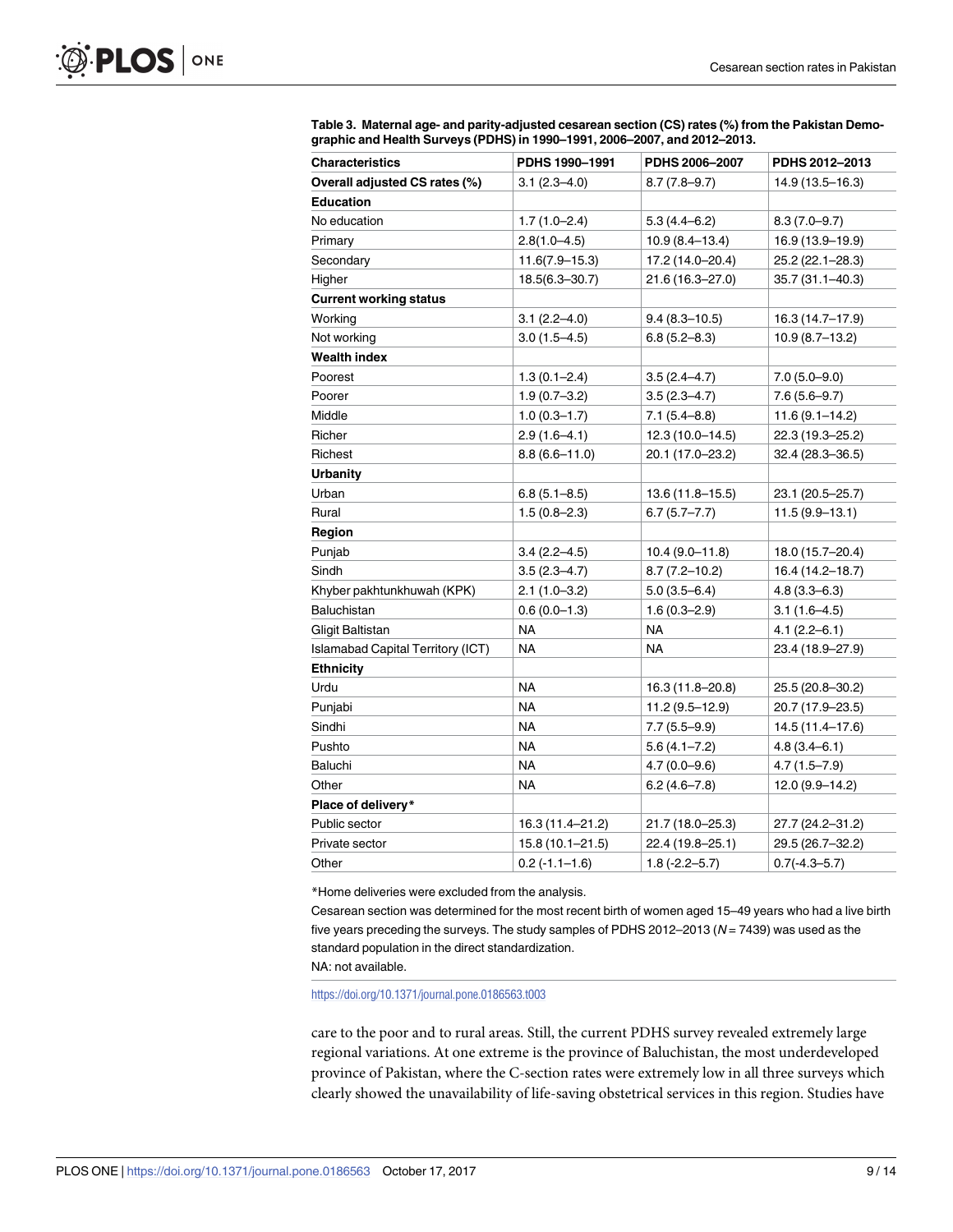**Table 3. Maternal age- and parity-adjusted cesarean section (CS) rates (%) from the Pakistan Demographic and Health Surveys (PDHS) in 1990–1991, 2006–2007, and 2012–2013.**

| Characteristics | PDHS 1990–1991 | PDHS 2006–2007 | PDHS 2012–2013 |
|---|---|---|---|
| **Overall adjusted CS rates (%)** | 3.1 (2.3–4.0) | 8.7 (7.8–9.7) | 14.9 (13.5–16.3) |
| **Education** | | | |
| No education | 1.7 (1.0–2.4) | 5.3 (4.4–6.2) | 8.3 (7.0–9.7) |
| Primary | 2.8(1.0–4.5) | 10.9 (8.4–13.4) | 16.9 (13.9–19.9) |
| Secondary | 11.6(7.9–15.3) | 17.2 (14.0–20.4) | 25.2 (22.1–28.3) |
| Higher | 18.5(6.3–30.7) | 21.6 (16.3–27.0) | 35.7 (31.1–40.3) |
| **Current working status** | | | |
| Working | 3.1 (2.2–4.0) | 9.4 (8.3–10.5) | 16.3 (14.7–17.9) |
| Not working | 3.0 (1.5–4.5) | 6.8 (5.2–8.3) | 10.9 (8.7–13.2) |
| **Wealth index** | | | |
| Poorest | 1.3 (0.1–2.4) | 3.5 (2.4–4.7) | 7.0 (5.0–9.0) |
| Poorer | 1.9 (0.7–3.2) | 3.5 (2.3–4.7) | 7.6 (5.6–9.7) |
| Middle | 1.0 (0.3–1.7) | 7.1 (5.4–8.8) | 11.6 (9.1–14.2) |
| Richer | 2.9 (1.6–4.1) | 12.3 (10.0–14.5) | 22.3 (19.3–25.2) |
| Richest | 8.8 (6.6–11.0) | 20.1 (17.0–23.2) | 32.4 (28.3–36.5) |
| **Urbanity** | | | |
| Urban | 6.8 (5.1–8.5) | 13.6 (11.8–15.5) | 23.1 (20.5–25.7) |
| Rural | 1.5 (0.8–2.3) | 6.7 (5.7–7.7) | 11.5 (9.9–13.1) |
| **Region** | | | |
| Punjab | 3.4 (2.2–4.5) | 10.4 (9.0–11.8) | 18.0 (15.7–20.4) |
| Sindh | 3.5 (2.3–4.7) | 8.7 (7.2–10.2) | 16.4 (14.2–18.7) |
| Khyber pakhtunkhuwah (KPK) | 2.1 (1.0–3.2) | 5.0 (3.5–6.4) | 4.8 (3.3–6.3) |
| Baluchistan | 0.6 (0.0–1.3) | 1.6 (0.3–2.9) | 3.1 (1.6–4.5) |
| Gligit Baltistan | NA | NA | 4.1 (2.2–6.1) |
| Islamabad Capital Territory (ICT) | NA | NA | 23.4 (18.9–27.9) |
| **Ethnicity** | | | |
| Urdu | NA | 16.3 (11.8–20.8) | 25.5 (20.8–30.2) |
| Punjabi | NA | 11.2 (9.5–12.9) | 20.7 (17.9–23.5) |
| Sindhi | NA | 7.7 (5.5–9.9) | 14.5 (11.4–17.6) |
| Pushto | NA | 5.6 (4.1–7.2) | 4.8 (3.4–6.1) |
| Baluchi | NA | 4.7 (0.0–9.6) | 4.7 (1.5–7.9) |
| Other | NA | 6.2 (4.6–7.8) | 12.0 (9.9–14.2) |
| **Place of delivery*** | | | |
| Public sector | 16.3 (11.4–21.2) | 21.7 (18.0–25.3) | 27.7 (24.2–31.2) |
| Private sector | 15.8 (10.1–21.5) | 22.4 (19.8–25.1) | 29.5 (26.7–32.2) |
| Other | 0.2 (-1.1–1.6) | 1.8 (-2.2–5.7) | 0.7(-4.3–5.7) |

*Home deliveries were excluded from the analysis.

Cesarean section was determined for the most recent birth of women aged 15–49 years who had a live birth five years preceding the surveys. The study samples of PDHS 2012–2013 ($N$ = 7439) was used as the standard population in the direct standardization.

NA: not available.

https://doi.org/10.1371/journal.pone.0186563.t003

care to the poor and to rural areas. Still, the current PDHS survey revealed extremely large regional variations. At one extreme is the province of Baluchistan, the most underdeveloped province of Pakistan, where the C-section rates were extremely low in all three surveys which clearly showed the unavailability of life-saving obstetrical services in this region. Studies have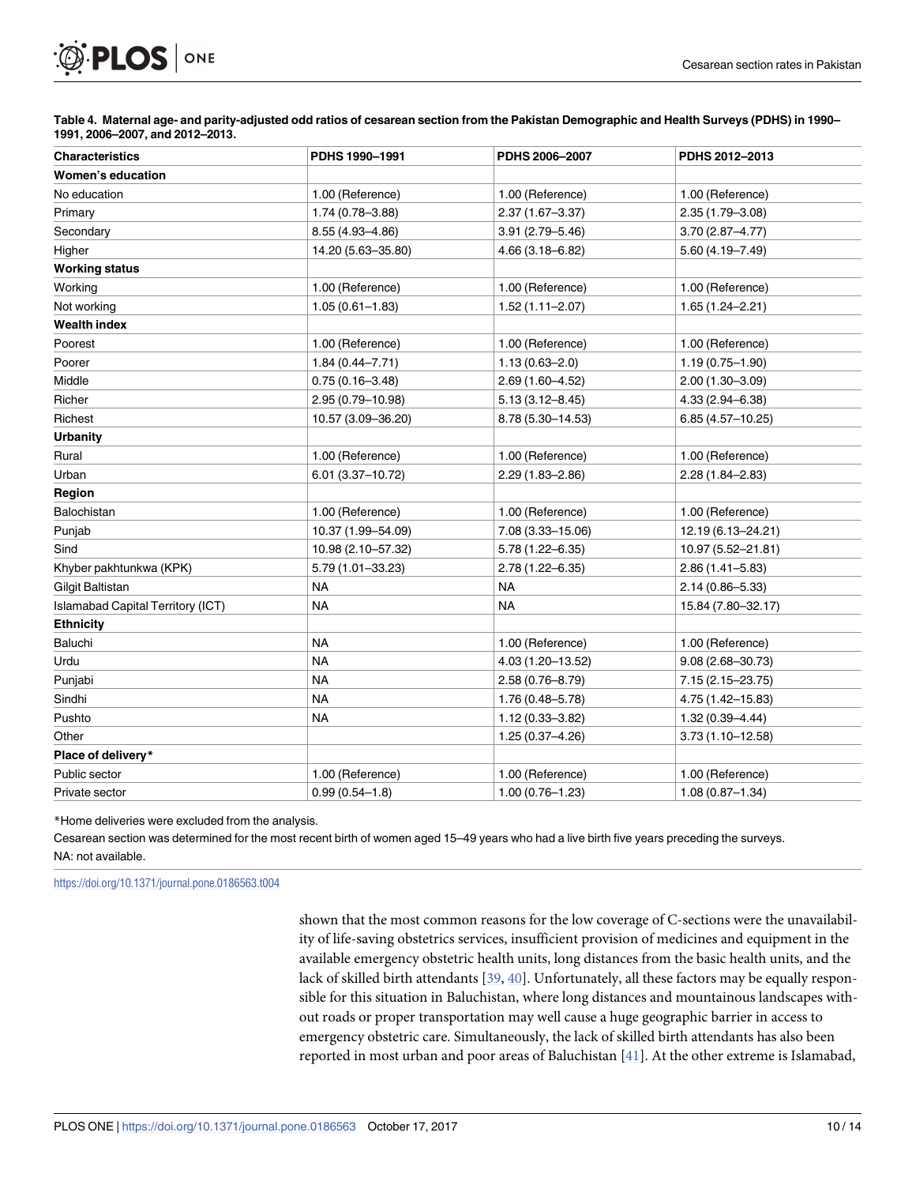**Table 4. Maternal age- and parity-adjusted odd ratios of cesarean section from the Pakistan Demographic and Health Surveys (PDHS) in 1990–1991, 2006–2007, and 2012–2013.**

| Characteristics | PDHS 1990–1991 | PDHS 2006–2007 | PDHS 2012–2013 |
|---|---|---|---|
| **Women's education** | | | |
| No education | 1.00 (Reference) | 1.00 (Reference) | 1.00 (Reference) |
| Primary | 1.74 (0.78–3.88) | 2.37 (1.67–3.37) | 2.35 (1.79–3.08) |
| Secondary | 8.55 (4.93–4.86) | 3.91 (2.79–5.46) | 3.70 (2.87–4.77) |
| Higher | 14.20 (5.63–35.80) | 4.66 (3.18–6.82) | 5.60 (4.19–7.49) |
| **Working status** | | | |
| Working | 1.00 (Reference) | 1.00 (Reference) | 1.00 (Reference) |
| Not working | 1.05 (0.61–1.83) | 1.52 (1.11–2.07) | 1.65 (1.24–2.21) |
| **Wealth index** | | | |
| Poorest | 1.00 (Reference) | 1.00 (Reference) | 1.00 (Reference) |
| Poorer | 1.84 (0.44–7.71) | 1.13 (0.63–2.0) | 1.19 (0.75–1.90) |
| Middle | 0.75 (0.16–3.48) | 2.69 (1.60–4.52) | 2.00 (1.30–3.09) |
| Richer | 2.95 (0.79–10.98) | 5.13 (3.12–8.45) | 4.33 (2.94–6.38) |
| Richest | 10.57 (3.09–36.20) | 8.78 (5.30–14.53) | 6.85 (4.57–10.25) |
| **Urbanity** | | | |
| Rural | 1.00 (Reference) | 1.00 (Reference) | 1.00 (Reference) |
| Urban | 6.01 (3.37–10.72) | 2.29 (1.83–2.86) | 2.28 (1.84–2.83) |
| **Region** | | | |
| Balochistan | 1.00 (Reference) | 1.00 (Reference) | 1.00 (Reference) |
| Punjab | 10.37 (1.99–54.09) | 7.08 (3.33–15.06) | 12.19 (6.13–24.21) |
| Sind | 10.98 (2.10–57.32) | 5.78 (1.22–6.35) | 10.97 (5.52–21.81) |
| Khyber pakhtunkwa (KPK) | 5.79 (1.01–33.23) | 2.78 (1.22–6.35) | 2.86 (1.41–5.83) |
| Gilgit Baltistan | NA | NA | 2.14 (0.86–5.33) |
| Islamabad Capital Territory (ICT) | NA | NA | 15.84 (7.80–32.17) |
| **Ethnicity** | | | |
| Baluchi | NA | 1.00 (Reference) | 1.00 (Reference) |
| Urdu | NA | 4.03 (1.20–13.52) | 9.08 (2.68–30.73) |
| Punjabi | NA | 2.58 (0.76–8.79) | 7.15 (2.15–23.75) |
| Sindhi | NA | 1.76 (0.48–5.78) | 4.75 (1.42–15.83) |
| Pushto | NA | 1.12 (0.33–3.82) | 1.32 (0.39–4.44) |
| Other | | 1.25 (0.37–4.26) | 3.73 (1.10–12.58) |
| **Place of delivery*** | | | |
| Public sector | 1.00 (Reference) | 1.00 (Reference) | 1.00 (Reference) |
| Private sector | 0.99 (0.54–1.8) | 1.00 (0.76–1.23) | 1.08 (0.87–1.34) |

*Home deliveries were excluded from the analysis.

Cesarean section was determined for the most recent birth of women aged 15–49 years who had a live birth five years preceding the surveys.

NA: not available.

https://doi.org/10.1371/journal.pone.0186563.t004

shown that the most common reasons for the low coverage of C-sections were the unavailability of life-saving obstetrics services, insufficient provision of medicines and equipment in the available emergency obstetric health units, long distances from the basic health units, and the lack of skilled birth attendants [39, 40]. Unfortunately, all these factors may be equally responsible for this situation in Baluchistan, where long distances and mountainous landscapes without roads or proper transportation may well cause a huge geographic barrier in access to emergency obstetric care. Simultaneously, the lack of skilled birth attendants has also been reported in most urban and poor areas of Baluchistan [41]. At the other extreme is Islamabad,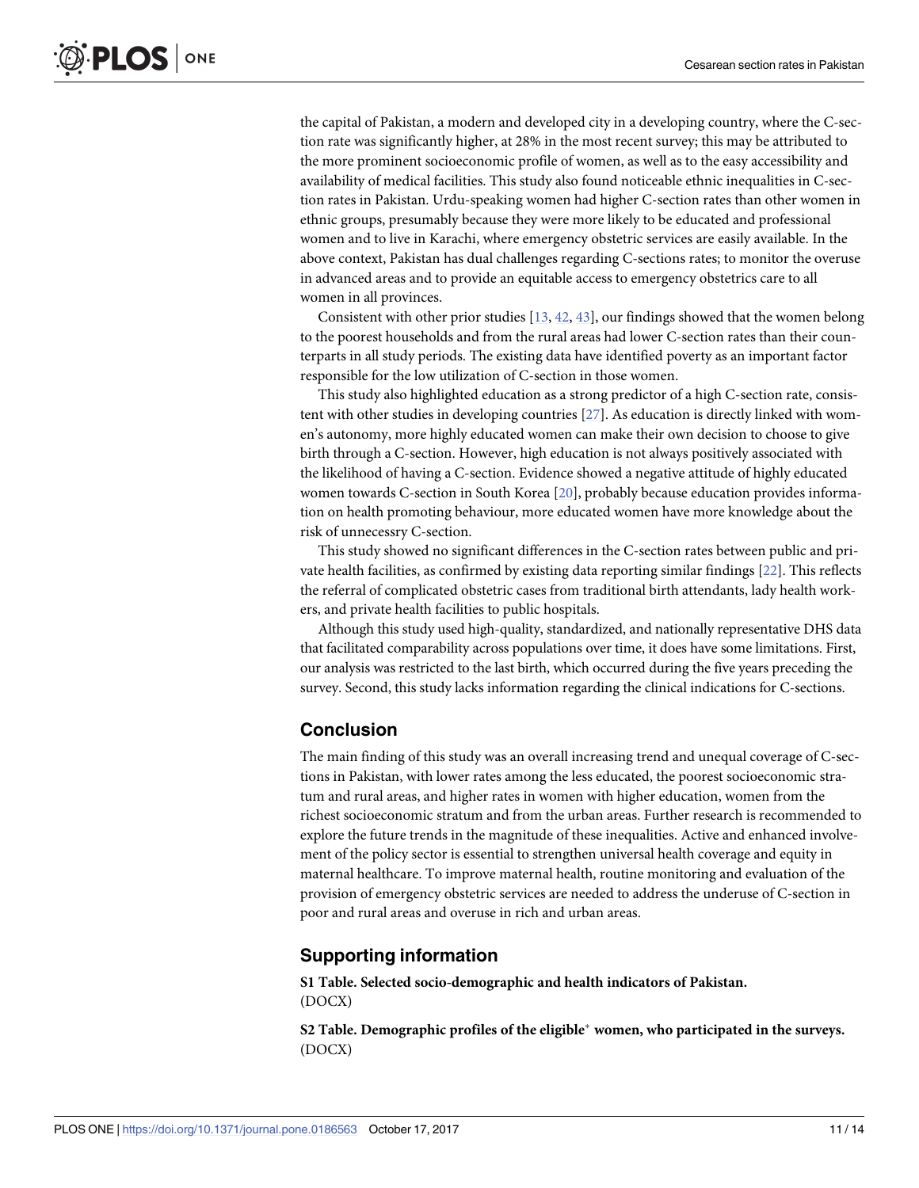the capital of Pakistan, a modern and developed city in a developing country, where the C-section rate was significantly higher, at 28% in the most recent survey; this may be attributed to the more prominent socioeconomic profile of women, as well as to the easy accessibility and availability of medical facilities. This study also found noticeable ethnic inequalities in C-section rates in Pakistan. Urdu-speaking women had higher C-section rates than other women in ethnic groups, presumably because they were more likely to be educated and professional women and to live in Karachi, where emergency obstetric services are easily available. In the above context, Pakistan has dual challenges regarding C-sections rates; to monitor the overuse in advanced areas and to provide an equitable access to emergency obstetrics care to all women in all provinces.

Consistent with other prior studies [13, 42, 43], our findings showed that the women belong to the poorest households and from the rural areas had lower C-section rates than their counterparts in all study periods. The existing data have identified poverty as an important factor responsible for the low utilization of C-section in those women.

This study also highlighted education as a strong predictor of a high C-section rate, consistent with other studies in developing countries [27]. As education is directly linked with women's autonomy, more highly educated women can make their own decision to choose to give birth through a C-section. However, high education is not always positively associated with the likelihood of having a C-section. Evidence showed a negative attitude of highly educated women towards C-section in South Korea [20], probably because education provides information on health promoting behaviour, more educated women have more knowledge about the risk of unnecessry C-section.

This study showed no significant differences in the C-section rates between public and private health facilities, as confirmed by existing data reporting similar findings [22]. This reflects the referral of complicated obstetric cases from traditional birth attendants, lady health workers, and private health facilities to public hospitals.

Although this study used high-quality, standardized, and nationally representative DHS data that facilitated comparability across populations over time, it does have some limitations. First, our analysis was restricted to the last birth, which occurred during the five years preceding the survey. Second, this study lacks information regarding the clinical indications for C-sections.

## Conclusion

The main finding of this study was an overall increasing trend and unequal coverage of C-sections in Pakistan, with lower rates among the less educated, the poorest socioeconomic stratum and rural areas, and higher rates in women with higher education, women from the richest socioeconomic stratum and from the urban areas. Further research is recommended to explore the future trends in the magnitude of these inequalities. Active and enhanced involvement of the policy sector is essential to strengthen universal health coverage and equity in maternal healthcare. To improve maternal health, routine monitoring and evaluation of the provision of emergency obstetric services are needed to address the underuse of C-section in poor and rural areas and overuse in rich and urban areas.

## Supporting information

**S1 Table. Selected socio-demographic and health indicators of Pakistan.**
(DOCX)

**S2 Table. Demographic profiles of the eligible* women, who participated in the surveys.**
(DOCX)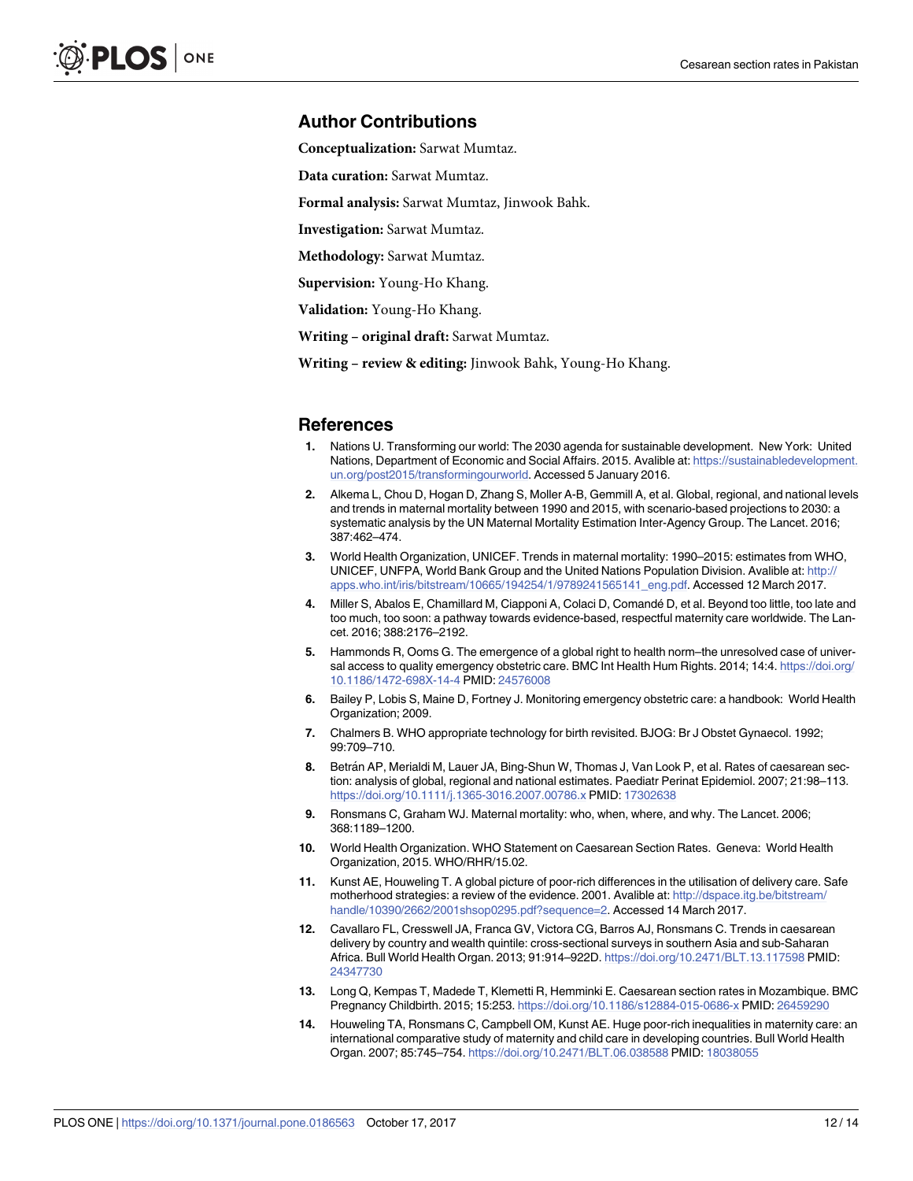## Author Contributions

**Conceptualization:** Sarwat Mumtaz.

**Data curation:** Sarwat Mumtaz.

**Formal analysis:** Sarwat Mumtaz, Jinwook Bahk.

**Investigation:** Sarwat Mumtaz.

**Methodology:** Sarwat Mumtaz.

**Supervision:** Young-Ho Khang.

**Validation:** Young-Ho Khang.

**Writing – original draft:** Sarwat Mumtaz.

**Writing – review & editing:** Jinwook Bahk, Young-Ho Khang.

## References

1. Nations U. Transforming our world: The 2030 agenda for sustainable development. New York: United Nations, Department of Economic and Social Affairs. 2015. Avalible at: https://sustainabledevelopment.un.org/post2015/transformingourworld. Accessed 5 January 2016.
2. Alkema L, Chou D, Hogan D, Zhang S, Moller A-B, Gemmill A, et al. Global, regional, and national levels and trends in maternal mortality between 1990 and 2015, with scenario-based projections to 2030: a systematic analysis by the UN Maternal Mortality Estimation Inter-Agency Group. The Lancet. 2016; 387:462–474.
3. World Health Organization, UNICEF. Trends in maternal mortality: 1990–2015: estimates from WHO, UNICEF, UNFPA, World Bank Group and the United Nations Population Division. Avalible at: http://apps.who.int/iris/bitstream/10665/194254/1/9789241565141_eng.pdf. Accessed 12 March 2017.
4. Miller S, Abalos E, Chamillard M, Ciapponi A, Colaci D, Comandé D, et al. Beyond too little, too late and too much, too soon: a pathway towards evidence-based, respectful maternity care worldwide. The Lancet. 2016; 388:2176–2192.
5. Hammonds R, Ooms G. The emergence of a global right to health norm–the unresolved case of universal access to quality emergency obstetric care. BMC Int Health Hum Rights. 2014; 14:4. https://doi.org/10.1186/1472-698X-14-4 PMID: 24576008
6. Bailey P, Lobis S, Maine D, Fortney J. Monitoring emergency obstetric care: a handbook: World Health Organization; 2009.
7. Chalmers B. WHO appropriate technology for birth revisited. BJOG: Br J Obstet Gynaecol. 1992; 99:709–710.
8. Betrán AP, Merialdi M, Lauer JA, Bing-Shun W, Thomas J, Van Look P, et al. Rates of caesarean section: analysis of global, regional and national estimates. Paediatr Perinat Epidemiol. 2007; 21:98–113. https://doi.org/10.1111/j.1365-3016.2007.00786.x PMID: 17302638
9. Ronsmans C, Graham WJ. Maternal mortality: who, when, where, and why. The Lancet. 2006; 368:1189–1200.
10. World Health Organization. WHO Statement on Caesarean Section Rates. Geneva: World Health Organization, 2015. WHO/RHR/15.02.
11. Kunst AE, Houweling T. A global picture of poor-rich differences in the utilisation of delivery care. Safe motherhood strategies: a review of the evidence. 2001. Avalible at: http://dspace.itg.be/bitstream/handle/10390/2662/2001shsop0295.pdf?sequence=2. Accessed 14 March 2017.
12. Cavallaro FL, Cresswell JA, Franca GV, Victora CG, Barros AJ, Ronsmans C. Trends in caesarean delivery by country and wealth quintile: cross-sectional surveys in southern Asia and sub-Saharan Africa. Bull World Health Organ. 2013; 91:914–922D. https://doi.org/10.2471/BLT.13.117598 PMID: 24347730
13. Long Q, Kempas T, Madede T, Klemetti R, Hemminki E. Caesarean section rates in Mozambique. BMC Pregnancy Childbirth. 2015; 15:253. https://doi.org/10.1186/s12884-015-0686-x PMID: 26459290
14. Houweling TA, Ronsmans C, Campbell OM, Kunst AE. Huge poor-rich inequalities in maternity care: an international comparative study of maternity and child care in developing countries. Bull World Health Organ. 2007; 85:745–754. https://doi.org/10.2471/BLT.06.038588 PMID: 18038055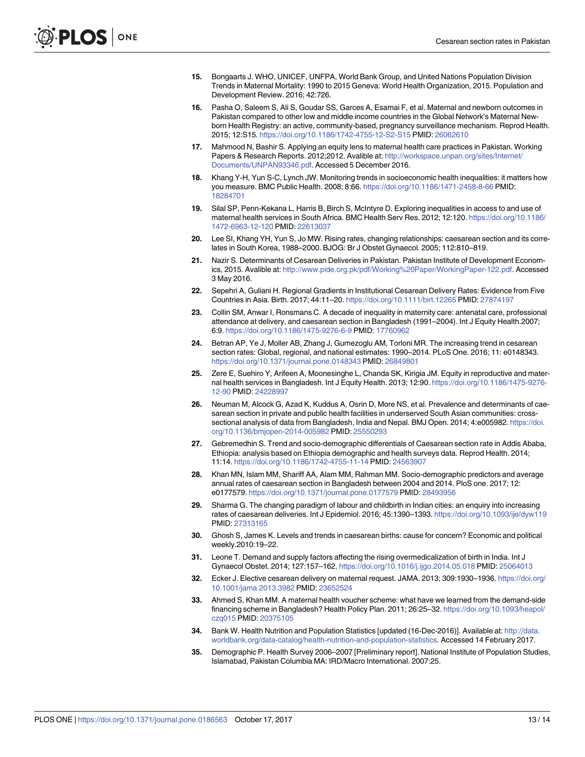15. Bongaarts J. WHO, UNICEF, UNFPA, World Bank Group, and United Nations Population Division Trends in Maternal Mortality: 1990 to 2015 Geneva: World Health Organization, 2015. Population and Development Review. 2016; 42:726.
16. Pasha O, Saleem S, Ali S, Goudar SS, Garces A, Esamai F, et al. Maternal and newborn outcomes in Pakistan compared to other low and middle income countries in the Global Network's Maternal Newborn Health Registry: an active, community-based, pregnancy surveillance mechanism. Reprod Health. 2015; 12:S15. https://doi.org/10.1186/1742-4755-12-S2-S15 PMID: 26062610
17. Mahmood N, Bashir S. Applying an equity lens to maternal health care practices in Pakistan. Working Papers & Research Reports. 2012;2012. Avalible at: http://workspace.unpan.org/sites/Internet/Documents/UNPAN93346.pdf. Accessed 5 December 2016.
18. Khang Y-H, Yun S-C, Lynch JW. Monitoring trends in socioeconomic health inequalities: it matters how you measure. BMC Public Health. 2008; 8:66. https://doi.org/10.1186/1471-2458-8-66 PMID: 18284701
19. Silal SP, Penn-Kekana L, Harris B, Birch S, McIntyre D. Exploring inequalities in access to and use of maternal health services in South Africa. BMC Health Serv Res. 2012; 12:120. https://doi.org/10.1186/1472-6963-12-120 PMID: 22613037
20. Lee SI, Khang YH, Yun S, Jo MW. Rising rates, changing relationships: caesarean section and its correlates in South Korea, 1988–2000. BJOG: Br J Obstet Gynaecol. 2005; 112:810–819.
21. Nazir S. Determinants of Cesarean Deliveries in Pakistan. Pakistan Institute of Development Economics, 2015. Avalible at: http://www.pide.org.pk/pdf/Working%20Paper/WorkingPaper-122.pdf. Accessed 3 May 2016.
22. Sepehri A, Guliani H. Regional Gradients in Institutional Cesarean Delivery Rates: Evidence from Five Countries in Asia. Birth. 2017; 44:11–20. https://doi.org/10.1111/birt.12265 PMID: 27874197
23. Collin SM, Anwar I, Ronsmans C. A decade of inequality in maternity care: antenatal care, professional attendance at delivery, and caesarean section in Bangladesh (1991–2004). Int J Equity Health.2007; 6:9. https://doi.org/10.1186/1475-9276-6-9 PMID: 17760962
24. Betran AP, Ye J, Moller AB, Zhang J, Gumezoglu AM, Torloni MR. The increasing trend in cesarean section rates: Global, regional, and national estimates: 1990–2014. PLoS One. 2016; 11: e0148343. https://doi.org/10.1371/journal.pone.0148343 PMID: 26849801
25. Zere E, Suehiro Y, Arifeen A, Moonesinghe L, Chanda SK, Kirigia JM. Equity in reproductive and maternal health services in Bangladesh. Int J Equity Health. 2013; 12:90. https://doi.org/10.1186/1475-9276-12-90 PMID: 24228997
26. Neuman M, Alcock G, Azad K, Kuddus A, Osrin D, More NS, et al. Prevalence and determinants of caesarean section in private and public health facilities in underserved South Asian communities: cross-sectional analysis of data from Bangladesh, India and Nepal. BMJ Open. 2014; 4:e005982. https://doi.org/10.1136/bmjopen-2014-005982 PMID: 25550293
27. Gebremedhin S. Trend and socio-demographic differentials of Caesarean section rate in Addis Ababa, Ethiopia: analysis based on Ethiopia demographic and health surveys data. Reprod Health. 2014; 11:14. https://doi.org/10.1186/1742-4755-11-14 PMID: 24563907
28. Khan MN, Islam MM, Shariff AA, Alam MM, Rahman MM. Socio-demographic predictors and average annual rates of caesarean section in Bangladesh between 2004 and 2014. PloS one. 2017; 12: e0177579. https://doi.org/10.1371/journal.pone.0177579 PMID: 28493956
29. Sharma G. The changing paradigm of labour and childbirth in Indian cities: an enquiry into increasing rates of caesarean deliveries. Int J Epidemiol. 2016; 45:1390–1393. https://doi.org/10.1093/ije/dyw119 PMID: 27313165
30. Ghosh S, James K. Levels and trends in caesarean births: cause for concern? Economic and political weekly.2010:19–22.
31. Leone T. Demand and supply factors affecting the rising overmedicalization of birth in India. Int J Gynaecol Obstet. 2014; 127:157–162. https://doi.org/10.1016/j.ijgo.2014.05.018 PMID: 25064013
32. Ecker J. Elective cesarean delivery on maternal request. JAMA. 2013; 309:1930–1936. https://doi.org/10.1001/jama.2013.3982 PMID: 23652524
33. Ahmed S, Khan MM. A maternal health voucher scheme: what have we learned from the demand-side financing scheme in Bangladesh? Health Policy Plan. 2011; 26:25–32. https://doi.org/10.1093/heapol/czq015 PMID: 20375105
34. Bank W. Health Nutrition and Population Statistics [updated (16-Dec-2016)]. Available at: http://data.worldbank.org/data-catalog/health-nutrition-and-population-statistics. Accessed 14 February 2017.
35. Demographic P. Health Survey 2006–2007 [Preliminary report]. National Institute of Population Studies, Islamabad, Pakistan Columbia MA: IRD/Macro International. 2007:25.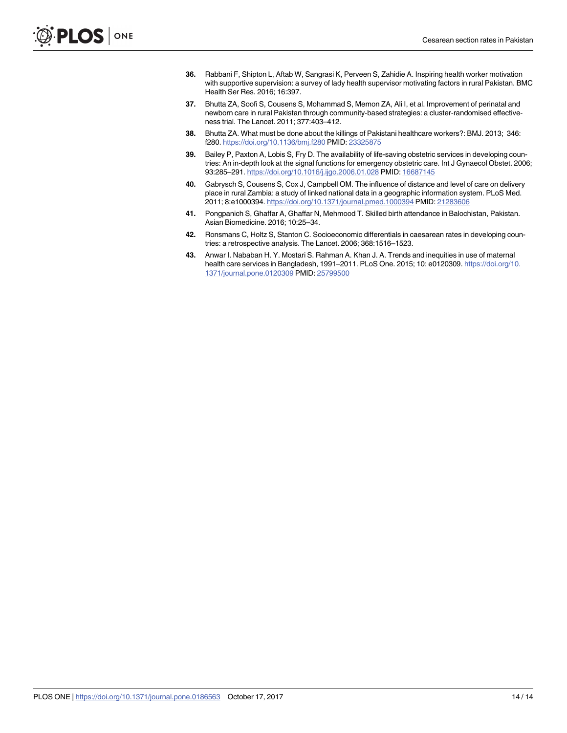36. Rabbani F, Shipton L, Aftab W, Sangrasi K, Perveen S, Zahidie A. Inspiring health worker motivation with supportive supervision: a survey of lady health supervisor motivating factors in rural Pakistan. BMC Health Ser Res. 2016; 16:397.

37. Bhutta ZA, Soofi S, Cousens S, Mohammad S, Memon ZA, Ali I, et al. Improvement of perinatal and newborn care in rural Pakistan through community-based strategies: a cluster-randomised effectiveness trial. The Lancet. 2011; 377:403–412.

38. Bhutta ZA. What must be done about the killings of Pakistani healthcare workers?: BMJ. 2013; 346: f280. https://doi.org/10.1136/bmj.f280 PMID: 23325875

39. Bailey P, Paxton A, Lobis S, Fry D. The availability of life-saving obstetric services in developing countries: An in-depth look at the signal functions for emergency obstetric care. Int J Gynaecol Obstet. 2006; 93:285–291. https://doi.org/10.1016/j.ijgo.2006.01.028 PMID: 16687145

40. Gabrysch S, Cousens S, Cox J, Campbell OM. The influence of distance and level of care on delivery place in rural Zambia: a study of linked national data in a geographic information system. PLoS Med. 2011; 8:e1000394. https://doi.org/10.1371/journal.pmed.1000394 PMID: 21283606

41. Pongpanich S, Ghaffar A, Ghaffar N, Mehmood T. Skilled birth attendance in Balochistan, Pakistan. Asian Biomedicine. 2016; 10:25–34.

42. Ronsmans C, Holtz S, Stanton C. Socioeconomic differentials in caesarean rates in developing countries: a retrospective analysis. The Lancet. 2006; 368:1516–1523.

43. Anwar I. Nababan H. Y. Mostari S. Rahman A. Khan J. A. Trends and inequities in use of maternal health care services in Bangladesh, 1991–2011. PLoS One. 2015; 10: e0120309. https://doi.org/10.1371/journal.pone.0120309 PMID: 25799500